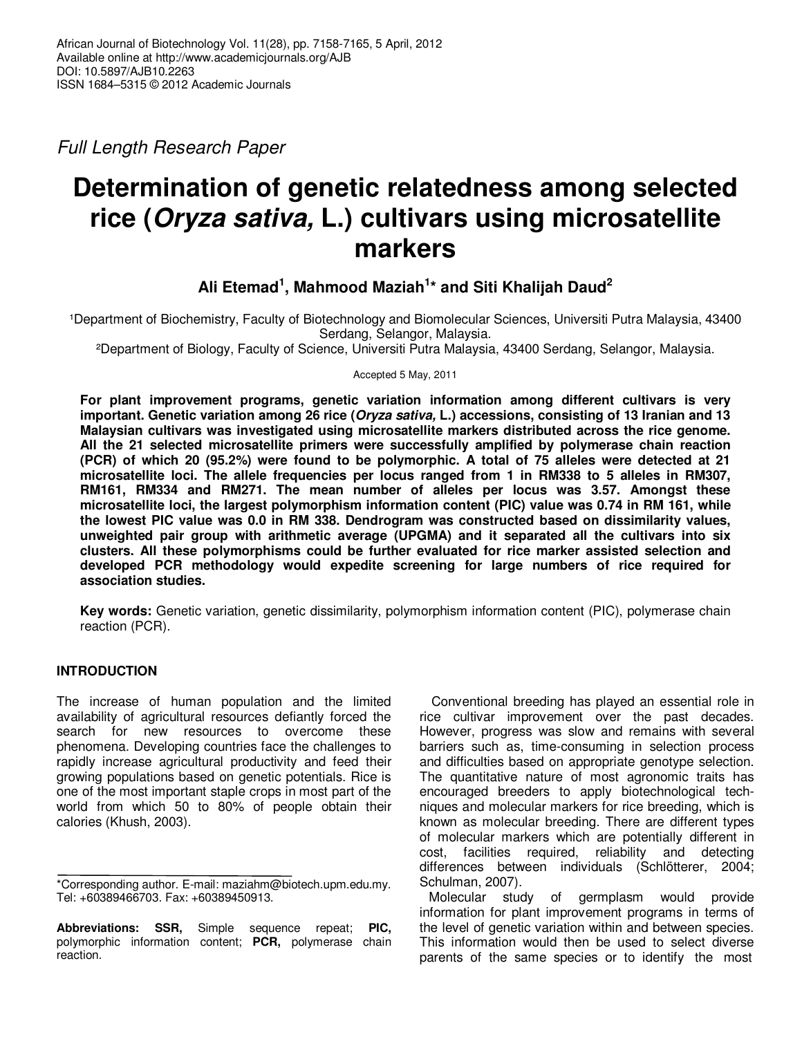Full Length Research Paper

# Determination of genetic relatedness among selected rice (*Oryza sativa,* L.) cultivars using microsatellite markers

**Ali Etemad[1], Mahmood Maziah[1]* and Siti Khalijah Daud[2]**

[1]Department of Biochemistry, Faculty of Biotechnology and Biomolecular Sciences, Universiti Putra Malaysia, 43400 Serdang, Selangor, Malaysia.

[2]Department of Biology, Faculty of Science, Universiti Putra Malaysia, 43400 Serdang, Selangor, Malaysia.

Accepted 5 May, 2011

**For plant improvement programs, genetic variation information among different cultivars is very important. Genetic variation among 26 rice (*Oryza sativa,* L.) accessions, consisting of 13 Iranian and 13 Malaysian cultivars was investigated using microsatellite markers distributed across the rice genome. All the 21 selected microsatellite primers were successfully amplified by polymerase chain reaction (PCR) of which 20 (95.2%) were found to be polymorphic. A total of 75 alleles were detected at 21 microsatellite loci. The allele frequencies per locus ranged from 1 in RM338 to 5 alleles in RM307, RM161, RM334 and RM271. The mean number of alleles per locus was 3.57. Amongst these microsatellite loci, the largest polymorphism information content (PIC) value was 0.74 in RM 161, while the lowest PIC value was 0.0 in RM 338. Dendrogram was constructed based on dissimilarity values, unweighted pair group with arithmetic average (UPGMA) and it separated all the cultivars into six clusters. All these polymorphisms could be further evaluated for rice marker assisted selection and developed PCR methodology would expedite screening for large numbers of rice required for association studies.**

**Key words:** Genetic variation, genetic dissimilarity, polymorphism information content (PIC), polymerase chain reaction (PCR).

## INTRODUCTION

The increase of human population and the limited availability of agricultural resources defiantly forced the search for new resources to overcome these phenomena. Developing countries face the challenges to rapidly increase agricultural productivity and feed their growing populations based on genetic potentials. Rice is one of the most important staple crops in most part of the world from which 50 to 80% of people obtain their calories (Khush, 2003).

Conventional breeding has played an essential role in rice cultivar improvement over the past decades. However, progress was slow and remains with several barriers such as, time-consuming in selection process and difficulties based on appropriate genotype selection. The quantitative nature of most agronomic traits has encouraged breeders to apply biotechnological techniques and molecular markers for rice breeding, which is known as molecular breeding. There are different types of molecular markers which are potentially different in cost, facilities required, reliability and detecting differences between individuals (Schlötterer, 2004; Schulman, 2007).

Molecular study of germplasm would provide information for plant improvement programs in terms of the level of genetic variation within and between species. This information would then be used to select diverse parents of the same species or to identify the most

*Corresponding author. E-mail: maziahm@biotech.upm.edu.my. Tel: +60389466703. Fax: +60389450913.

**Abbreviations: SSR,** Simple sequence repeat; **PIC,** polymorphic information content; **PCR,** polymerase chain reaction.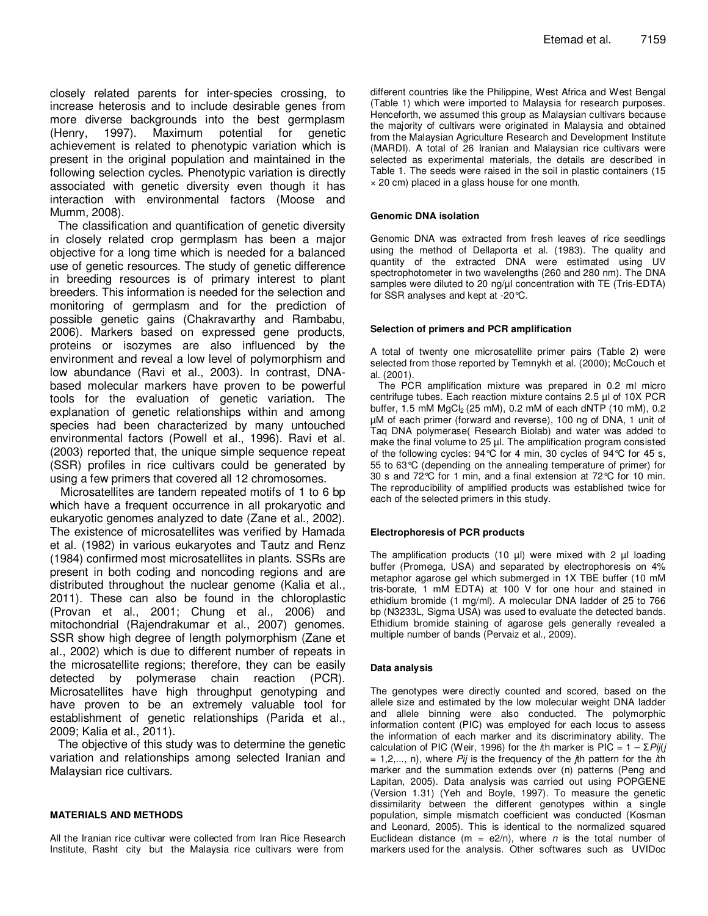closely related parents for inter-species crossing, to increase heterosis and to include desirable genes from more diverse backgrounds into the best germplasm (Henry, 1997). Maximum potential for genetic achievement is related to phenotypic variation which is present in the original population and maintained in the following selection cycles. Phenotypic variation is directly associated with genetic diversity even though it has interaction with environmental factors (Moose and Mumm, 2008).

The classification and quantification of genetic diversity in closely related crop germplasm has been a major objective for a long time which is needed for a balanced use of genetic resources. The study of genetic difference in breeding resources is of primary interest to plant breeders. This information is needed for the selection and monitoring of germplasm and for the prediction of possible genetic gains (Chakravarthy and Rambabu, 2006). Markers based on expressed gene products, proteins or isozymes are also influenced by the environment and reveal a low level of polymorphism and low abundance (Ravi et al., 2003). In contrast, DNA-based molecular markers have proven to be powerful tools for the evaluation of genetic variation. The explanation of genetic relationships within and among species had been characterized by many untouched environmental factors (Powell et al., 1996). Ravi et al. (2003) reported that, the unique simple sequence repeat (SSR) profiles in rice cultivars could be generated by using a few primers that covered all 12 chromosomes.

Microsatellites are tandem repeated motifs of 1 to 6 bp which have a frequent occurrence in all prokaryotic and eukaryotic genomes analyzed to date (Zane et al., 2002). The existence of microsatellites was verified by Hamada et al. (1982) in various eukaryotes and Tautz and Renz (1984) confirmed most microsatellites in plants. SSRs are present in both coding and noncoding regions and are distributed throughout the nuclear genome (Kalia et al., 2011). These can also be found in the chloroplastic (Provan et al., 2001; Chung et al., 2006) and mitochondrial (Rajendrakumar et al., 2007) genomes. SSR show high degree of length polymorphism (Zane et al., 2002) which is due to different number of repeats in the microsatellite regions; therefore, they can be easily detected by polymerase chain reaction (PCR). Microsatellites have high throughput genotyping and have proven to be an extremely valuable tool for establishment of genetic relationships (Parida et al., 2009; Kalia et al., 2011).

The objective of this study was to determine the genetic variation and relationships among selected Iranian and Malaysian rice cultivars.

## MATERIALS AND METHODS

All the Iranian rice cultivar were collected from Iran Rice Research Institute, Rasht city but the Malaysia rice cultivars were from different countries like the Philippine, West Africa and West Bengal (Table 1) which were imported to Malaysia for research purposes. Henceforth, we assumed this group as Malaysian cultivars because the majority of cultivars were originated in Malaysia and obtained from the Malaysian Agriculture Research and Development Institute (MARDI). A total of 26 Iranian and Malaysian rice cultivars were selected as experimental materials, the details are described in Table 1. The seeds were raised in the soil in plastic containers (15 × 20 cm) placed in a glass house for one month.

### Genomic DNA isolation

Genomic DNA was extracted from fresh leaves of rice seedlings using the method of Dellaporta et al. (1983). The quality and quantity of the extracted DNA were estimated using UV spectrophotometer in two wavelengths (260 and 280 nm). The DNA samples were diluted to 20 ng/µl concentration with TE (Tris-EDTA) for SSR analyses and kept at -20°C.

### Selection of primers and PCR amplification

A total of twenty one microsatellite primer pairs (Table 2) were selected from those reported by Temnykh et al. (2000); McCouch et al. (2001).

The PCR amplification mixture was prepared in 0.2 ml micro centrifuge tubes. Each reaction mixture contains 2.5 µl of 10X PCR buffer, 1.5 mM $MgCl_2$ (25 mM), 0.2 mM of each dNTP (10 mM), 0.2 µM of each primer (forward and reverse), 100 ng of DNA, 1 unit of Taq DNA polymerase( Research Biolab) and water was added to make the final volume to 25 µl. The amplification program consisted of the following cycles: 94°C for 4 min, 30 cycles of 94°C for 45 s, 55 to 63°C (depending on the annealing temperature of primer) for 30 s and 72°C for 1 min, and a final extension at 72°C for 10 min. The reproducibility of amplified products was established twice for each of the selected primers in this study.

### Electrophoresis of PCR products

The amplification products (10 µl) were mixed with 2 µl loading buffer (Promega, USA) and separated by electrophoresis on 4% metaphor agarose gel which submerged in 1X TBE buffer (10 mM tris-borate, 1 mM EDTA) at 100 V for one hour and stained in ethidium bromide (1 mg/ml). A molecular DNA ladder of 25 to 766 bp (N3233L, Sigma USA) was used to evaluate the detected bands. Ethidium bromide staining of agarose gels generally revealed a multiple number of bands (Pervaiz et al., 2009).

### Data analysis

The genotypes were directly counted and scored, based on the allele size and estimated by the low molecular weight DNA ladder and allele binning were also conducted. The polymorphic information content (PIC) was employed for each locus to assess the information of each marker and its discriminatory ability. The calculation of PIC (Weir, 1996) for the $i$th marker is PIC = $1 - \Sigma P_{ij}(j = 1,2,..., n)$, where $P_{ij}$ is the frequency of the $j$th pattern for the $i$th marker and the summation extends over (n) patterns (Peng and Lapitan, 2005). Data analysis was carried out using POPGENE (Version 1.31) (Yeh and Boyle, 1997). To measure the genetic dissimilarity between the different genotypes within a single population, simple mismatch coefficient was conducted (Kosman and Leonard, 2005). This is identical to the normalized squared Euclidean distance ($m = e2/n$), where $n$ is the total number of markers used for the analysis. Other softwares such as UVIDoc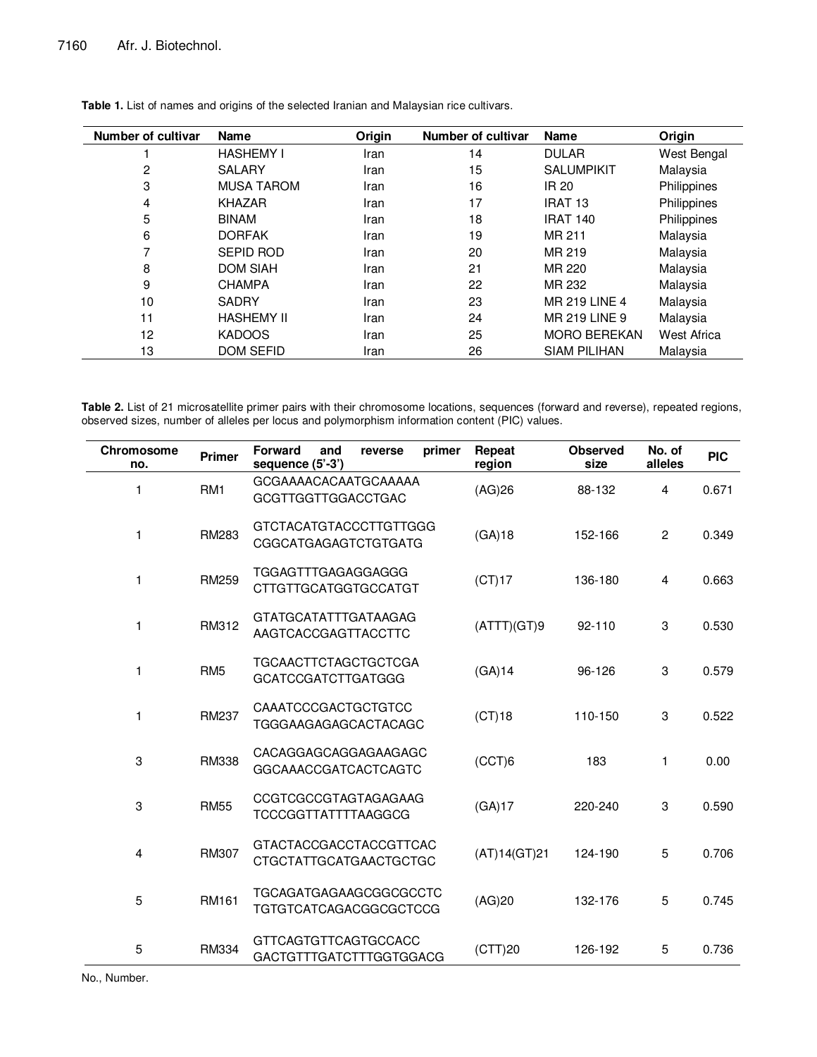**Table 1.** List of names and origins of the selected Iranian and Malaysian rice cultivars.

| Number of cultivar | Name | Origin | Number of cultivar | Name | Origin |
|---|---|---|---|---|---|
| 1 | HASHEMY I | Iran | 14 | DULAR | West Bengal |
| 2 | SALARY | Iran | 15 | SALUMPIKIT | Malaysia |
| 3 | MUSA TAROM | Iran | 16 | IR 20 | Philippines |
| 4 | KHAZAR | Iran | 17 | IRAT 13 | Philippines |
| 5 | BINAM | Iran | 18 | IRAT 140 | Philippines |
| 6 | DORFAK | Iran | 19 | MR 211 | Malaysia |
| 7 | SEPID ROD | Iran | 20 | MR 219 | Malaysia |
| 8 | DOM SIAH | Iran | 21 | MR 220 | Malaysia |
| 9 | CHAMPA | Iran | 22 | MR 232 | Malaysia |
| 10 | SADRY | Iran | 23 | MR 219 LINE 4 | Malaysia |
| 11 | HASHEMY II | Iran | 24 | MR 219 LINE 9 | Malaysia |
| 12 | KADOOS | Iran | 25 | MORO BEREKAN | West Africa |
| 13 | DOM SEFID | Iran | 26 | SIAM PILIHAN | Malaysia |

**Table 2.** List of 21 microsatellite primer pairs with their chromosome locations, sequences (forward and reverse), repeated regions, observed sizes, number of alleles per locus and polymorphism information content (PIC) values.

| Chromosome no. | Primer | Forward and reverse primer sequence (5'-3') | Repeat region | Observed size | No. of alleles | PIC |
|---|---|---|---|---|---|---|
| 1 | RM1 | GCGAAAACACAATGCAAAAA GCGTTGGTTGGACCTGAC | (AG)26 | 88-132 | 4 | 0.671 |
| 1 | RM283 | GTCTACATGTACCCTTGTTGGG CGGCATGAGAGTCTGTGATG | (GA)18 | 152-166 | 2 | 0.349 |
| 1 | RM259 | TGGAGTTTGAGAGGAGGG CTTGTTGCATGGTGCCATGT | (CT)17 | 136-180 | 4 | 0.663 |
| 1 | RM312 | GTATGCATATTTGATAAGAG AAGTCACCGAGTTACCTTC | (ATTT)(GT)9 | 92-110 | 3 | 0.530 |
| 1 | RM5 | TGCAACTTCTAGCTGCTCGA GCATCCGATCTTGATGGG | (GA)14 | 96-126 | 3 | 0.579 |
| 1 | RM237 | CAAATCCCGACTGCTGTCC TGGGAAGAGAGCACTACAGC | (CT)18 | 110-150 | 3 | 0.522 |
| 3 | RM338 | CACAGGAGCAGGAGAAGAGC GGCAAACCGATCACTCAGTC | (CCT)6 | 183 | 1 | 0.00 |
| 3 | RM55 | CCGTCGCCGTAGTAGAGAAG TCCCGGTTATTTTAAGGCG | (GA)17 | 220-240 | 3 | 0.590 |
| 4 | RM307 | GTACTACCGACCTACCGTTCAC CTGCTATTGCATGAACTGCTGC | (AT)14(GT)21 | 124-190 | 5 | 0.706 |
| 5 | RM161 | TGCAGATGAGAAGCGGCGCCTC TGTGTCATCAGACGGCGCTCCG | (AG)20 | 132-176 | 5 | 0.745 |
| 5 | RM334 | GTTCAGTGTTCAGTGCCACC GACTGTTTGATCTTTGGTGGACG | (CTT)20 | 126-192 | 5 | 0.736 |

No., Number.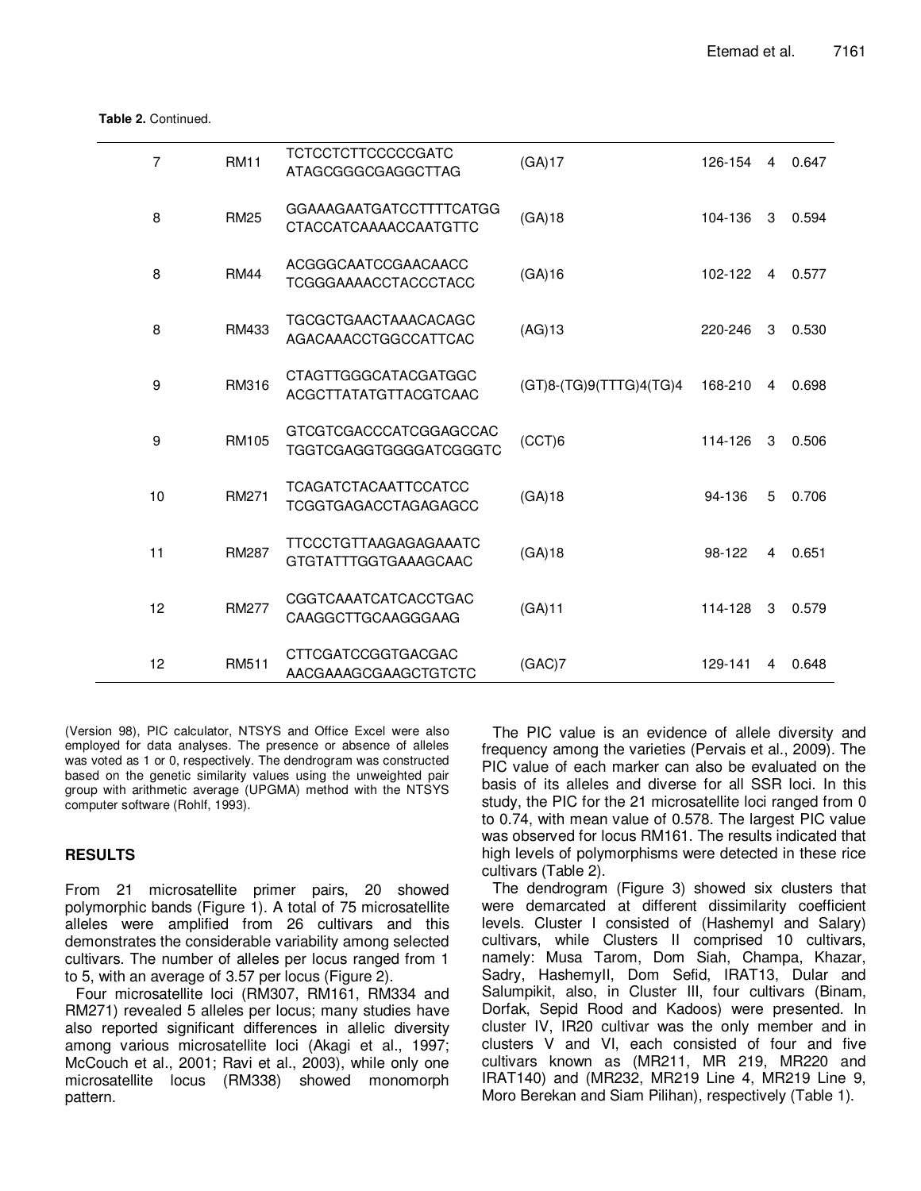**Table 2.** Continued.

| | | | | | | |
|---|---|---|---|---|---|---|
| 7 | RM11 | TCTCCTCTTCCCCCGATC<br>ATAGCGGGCGAGGCTTAG | (GA)17 | 126-154 | 4 | 0.647 |
| 8 | RM25 | GGAAAGAATGATCCTTTTCATGG<br>CTACCATCAAAACCAATGTTC | (GA)18 | 104-136 | 3 | 0.594 |
| 8 | RM44 | ACGGGCAATCCGAACAACC<br>TCGGGAAAACCTACCCTACC | (GA)16 | 102-122 | 4 | 0.577 |
| 8 | RM433 | TGCGCTGAACTAAACACAGC<br>AGACAAACCTGGCCATTCAC | (AG)13 | 220-246 | 3 | 0.530 |
| 9 | RM316 | CTAGTTGGGCATACGATGGC<br>ACGCTTATATGTTACGTCAAC | (GT)8-(TG)9(TTTG)4(TG)4 | 168-210 | 4 | 0.698 |
| 9 | RM105 | GTCGTCGACCCATCGGAGCCAC<br>TGGTCGAGGTGGGGATCGGGTC | (CCT)6 | 114-126 | 3 | 0.506 |
| 10 | RM271 | TCAGATCTACAATTCCATCC<br>TCGGTGAGACCTAGAGAGCC | (GA)18 | 94-136 | 5 | 0.706 |
| 11 | RM287 | TTCCCTGTTAAGAGAGAAATC<br>GTGTATTTGGTGAAAGCAAC | (GA)18 | 98-122 | 4 | 0.651 |
| 12 | RM277 | CGGTCAAATCATCACCTGAC<br>CAAGGCTTGCAAGGGAAG | (GA)11 | 114-128 | 3 | 0.579 |
| 12 | RM511 | CTTCGATCCGGTGACGAC<br>AACGAAAGCGAAGCTGTCTC | (GAC)7 | 129-141 | 4 | 0.648 |

(Version 98), PIC calculator, NTSYS and Office Excel were also employed for data analyses. The presence or absence of alleles was voted as 1 or 0, respectively. The dendrogram was constructed based on the genetic similarity values using the unweighted pair group with arithmetic average (UPGMA) method with the NTSYS computer software (Rohlf, 1993).

## RESULTS

From 21 microsatellite primer pairs, 20 showed polymorphic bands (Figure 1). A total of 75 microsatellite alleles were amplified from 26 cultivars and this demonstrates the considerable variability among selected cultivars. The number of alleles per locus ranged from 1 to 5, with an average of 3.57 per locus (Figure 2).

Four microsatellite loci (RM307, RM161, RM334 and RM271) revealed 5 alleles per locus; many studies have also reported significant differences in allelic diversity among various microsatellite loci (Akagi et al., 1997; McCouch et al., 2001; Ravi et al., 2003), while only one microsatellite locus (RM338) showed monomorph pattern.

The PIC value is an evidence of allele diversity and frequency among the varieties (Pervais et al., 2009). The PIC value of each marker can also be evaluated on the basis of its alleles and diverse for all SSR loci. In this study, the PIC for the 21 microsatellite loci ranged from 0 to 0.74, with mean value of 0.578. The largest PIC value was observed for locus RM161. The results indicated that high levels of polymorphisms were detected in these rice cultivars (Table 2).

The dendrogram (Figure 3) showed six clusters that were demarcated at different dissimilarity coefficient levels. Cluster I consisted of (HashemyI and Salary) cultivars, while Clusters II comprised 10 cultivars, namely: Musa Tarom, Dom Siah, Champa, Khazar, Sadry, HashemyII, Dom Sefid, IRAT13, Dular and Salumpikit, also, in Cluster III, four cultivars (Binam, Dorfak, Sepid Rood and Kadoos) were presented. In cluster IV, IR20 cultivar was the only member and in clusters V and VI, each consisted of four and five cultivars known as (MR211, MR 219, MR220 and IRAT140) and (MR232, MR219 Line 4, MR219 Line 9, Moro Berekan and Siam Pilihan), respectively (Table 1).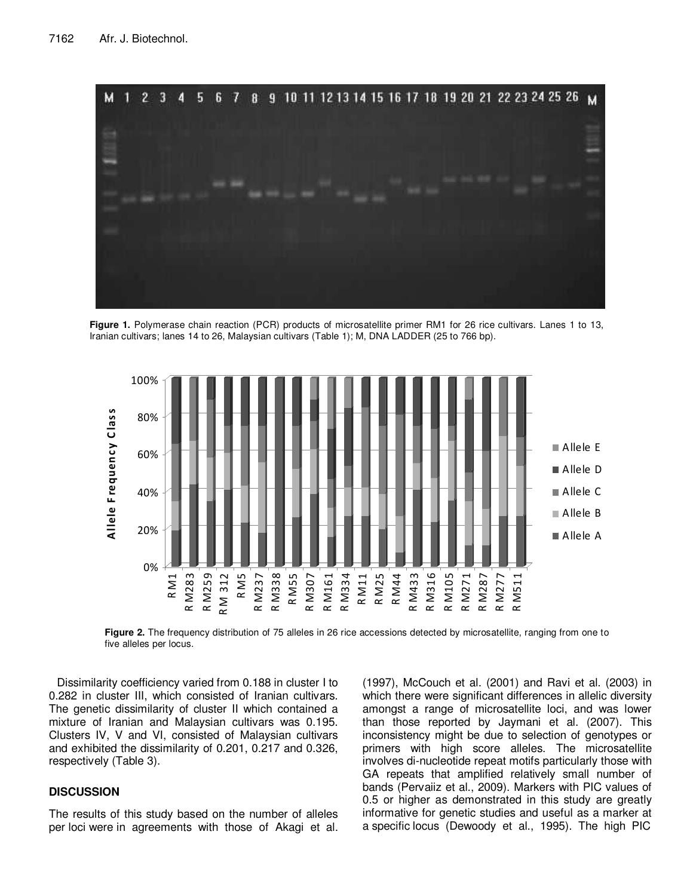**Figure 1.** Polymerase chain reaction (PCR) products of microsatellite primer RM1 for 26 rice cultivars. Lanes 1 to 13, Iranian cultivars; lanes 14 to 26, Malaysian cultivars (Table 1); M, DNA LADDER (25 to 766 bp).

**Figure 2.** The frequency distribution of 75 alleles in 26 rice accessions detected by microsatellite, ranging from one to five alleles per locus.

Dissimilarity coefficiency varied from 0.188 in cluster I to 0.282 in cluster III, which consisted of Iranian cultivars. The genetic dissimilarity of cluster II which contained a mixture of Iranian and Malaysian cultivars was 0.195. Clusters IV, V and VI, consisted of Malaysian cultivars and exhibited the dissimilarity of 0.201, 0.217 and 0.326, respectively (Table 3).

## DISCUSSION

The results of this study based on the number of alleles per loci were in agreements with those of Akagi et al. (1997), McCouch et al. (2001) and Ravi et al. (2003) in which there were significant differences in allelic diversity amongst a range of microsatellite loci, and was lower than those reported by Jaymani et al. (2007). This inconsistency might be due to selection of genotypes or primers with high score alleles. The microsatellite involves di-nucleotide repeat motifs particularly those with GA repeats that amplified relatively small number of bands (Pervaiiz et al., 2009). Markers with PIC values of 0.5 or higher as demonstrated in this study are greatly informative for genetic studies and useful as a marker at a specific locus (Dewoody et al., 1995). The high PIC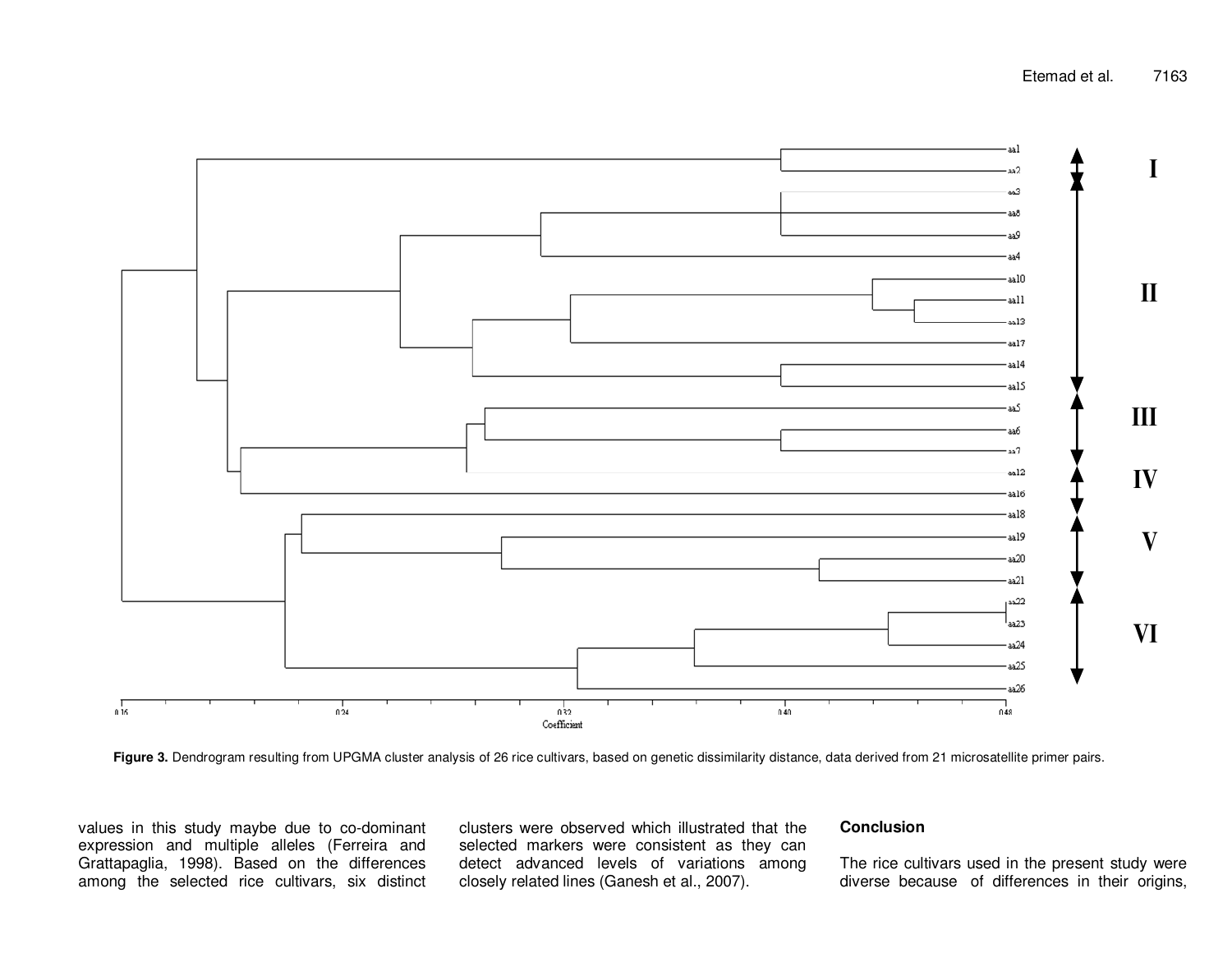Figure 3. Dendrogram resulting from UPGMA cluster analysis of 26 rice cultivars, based on genetic dissimilarity distance, data derived from 21 microsatellite primer pairs.

values in this study maybe due to co-dominant expression and multiple alleles (Ferreira and Grattapaglia, 1998). Based on the differences among the selected rice cultivars, six distinct clusters were observed which illustrated that the selected markers were consistent as they can detect advanced levels of variations among closely related lines (Ganesh et al., 2007).

## Conclusion

The rice cultivars used in the present study were diverse because of differences in their origins,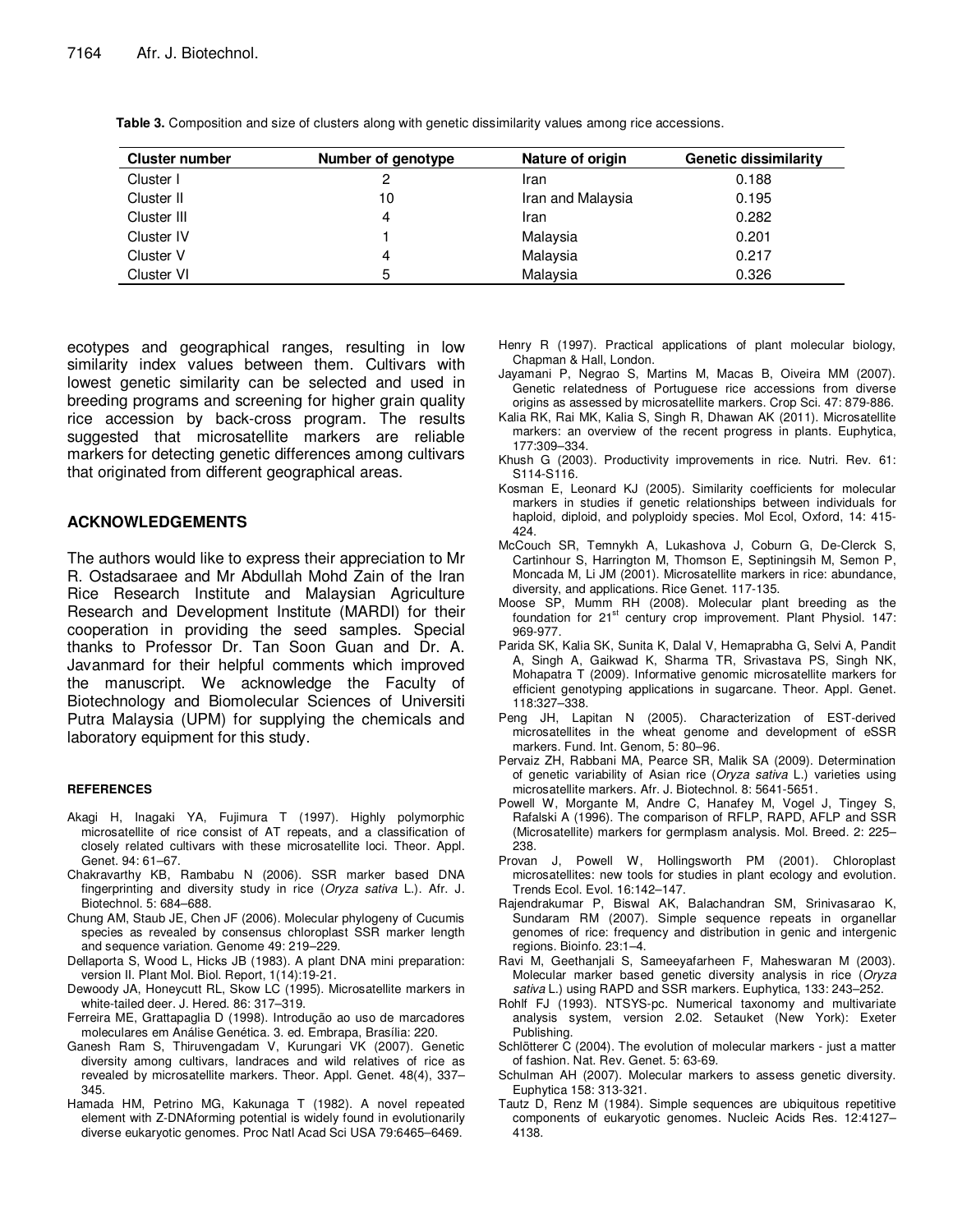**Table 3.** Composition and size of clusters along with genetic dissimilarity values among rice accessions.

| Cluster number | Number of genotype | Nature of origin | Genetic dissimilarity |
|---|---|---|---|
| Cluster I | 2 | Iran | 0.188 |
| Cluster II | 10 | Iran and Malaysia | 0.195 |
| Cluster III | 4 | Iran | 0.282 |
| Cluster IV | 1 | Malaysia | 0.201 |
| Cluster V | 4 | Malaysia | 0.217 |
| Cluster VI | 5 | Malaysia | 0.326 |

ecotypes and geographical ranges, resulting in low similarity index values between them. Cultivars with lowest genetic similarity can be selected and used in breeding programs and screening for higher grain quality rice accession by back-cross program. The results suggested that microsatellite markers are reliable markers for detecting genetic differences among cultivars that originated from different geographical areas.

## ACKNOWLEDGEMENTS

The authors would like to express their appreciation to Mr R. Ostadsaraee and Mr Abdullah Mohd Zain of the Iran Rice Research Institute and Malaysian Agriculture Research and Development Institute (MARDI) for their cooperation in providing the seed samples. Special thanks to Professor Dr. Tan Soon Guan and Dr. A. Javanmard for their helpful comments which improved the manuscript. We acknowledge the Faculty of Biotechnology and Biomolecular Sciences of Universiti Putra Malaysia (UPM) for supplying the chemicals and laboratory equipment for this study.

## REFERENCES

Akagi H, Inagaki YA, Fujimura T (1997). Highly polymorphic microsatellite of rice consist of AT repeats, and a classification of closely related cultivars with these microsatellite loci. Theor. Appl. Genet. 94: 61–67.

Chakravarthy KB, Rambabu N (2006). SSR marker based DNA fingerprinting and diversity study in rice (*Oryza sativa* L.). Afr. J. Biotechnol. 5: 684–688.

Chung AM, Staub JE, Chen JF (2006). Molecular phylogeny of Cucumis species as revealed by consensus chloroplast SSR marker length and sequence variation. Genome 49: 219–229.

Dellaporta S, Wood L, Hicks JB (1983). A plant DNA mini preparation: version II. Plant Mol. Biol. Report, 1(14):19-21.

Dewoody JA, Honeycutt RL, Skow LC (1995). Microsatellite markers in white-tailed deer. J. Hered. 86: 317–319.

Ferreira ME, Grattapaglia D (1998). Introdução ao uso de marcadores moleculares em Análise Genética. 3. ed. Embrapa, Brasília: 220.

Ganesh Ram S, Thiruvengadam V, Kurungari VK (2007). Genetic diversity among cultivars, landraces and wild relatives of rice as revealed by microsatellite markers. Theor. Appl. Genet. 48(4), 337–345.

Hamada HM, Petrino MG, Kakunaga T (1982). A novel repeated element with Z-DNAforming potential is widely found in evolutionarily diverse eukaryotic genomes. Proc Natl Acad Sci USA 79:6465–6469.

Henry R (1997). Practical applications of plant molecular biology, Chapman & Hall, London.

Jayamani P, Negrao S, Martins M, Macas B, Oiveira MM (2007). Genetic relatedness of Portuguese rice accessions from diverse origins as assessed by microsatellite markers. Crop Sci. 47: 879-886.

Kalia RK, Rai MK, Kalia S, Singh R, Dhawan AK (2011). Microsatellite markers: an overview of the recent progress in plants. Euphytica, 177:309–334.

Khush G (2003). Productivity improvements in rice. Nutri. Rev. 61: S114-S116.

Kosman E, Leonard KJ (2005). Similarity coefficients for molecular markers in studies if genetic relationships between individuals for haploid, diploid, and polyploidy species. Mol Ecol, Oxford, 14: 415-424.

McCouch SR, Temnykh A, Lukashova J, Coburn G, De-Clerck S, Cartinhour S, Harrington M, Thomson E, Septiningsih M, Semon P, Moncada M, Li JM (2001). Microsatellite markers in rice: abundance, diversity, and applications. Rice Genet. 117-135.

Moose SP, Mumm RH (2008). Molecular plant breeding as the foundation for 21st century crop improvement. Plant Physiol. 147: 969-977.

Parida SK, Kalia SK, Sunita K, Dalal V, Hemaprabha G, Selvi A, Pandit A, Singh A, Gaikwad K, Sharma TR, Srivastava PS, Singh NK, Mohapatra T (2009). Informative genomic microsatellite markers for efficient genotyping applications in sugarcane. Theor. Appl. Genet. 118:327–338.

Peng JH, Lapitan N (2005). Characterization of EST-derived microsatellites in the wheat genome and development of eSSR markers. Fund. Int. Genom, 5: 80–96.

Pervaiz ZH, Rabbani MA, Pearce SR, Malik SA (2009). Determination of genetic variability of Asian rice (*Oryza sativa* L.) varieties using microsatellite markers. Afr. J. Biotechnol. 8: 5641-5651.

Powell W, Morgante M, Andre C, Hanafey M, Vogel J, Tingey S, Rafalski A (1996). The comparison of RFLP, RAPD, AFLP and SSR (Microsatellite) markers for germplasm analysis. Mol. Breed. 2: 225–238.

Provan J, Powell W, Hollingsworth PM (2001). Chloroplast microsatellites: new tools for studies in plant ecology and evolution. Trends Ecol. Evol. 16:142–147.

Rajendrakumar P, Biswal AK, Balachandran SM, Srinivasarao K, Sundaram RM (2007). Simple sequence repeats in organellar genomes of rice: frequency and distribution in genic and intergenic regions. Bioinfo. 23:1–4.

Ravi M, Geethanjali S, Sameeyafarheen F, Maheswaran M (2003). Molecular marker based genetic diversity analysis in rice (*Oryza sativa* L.) using RAPD and SSR markers. Euphytica, 133: 243–252.

Rohlf FJ (1993). NTSYS-pc. Numerical taxonomy and multivariate analysis system, version 2.02. Setauket (New York): Exeter Publishing.

Schlötterer C (2004). The evolution of molecular markers - just a matter of fashion. Nat. Rev. Genet. 5: 63-69.

Schulman AH (2007). Molecular markers to assess genetic diversity. Euphytica 158: 313-321.

Tautz D, Renz M (1984). Simple sequences are ubiquitous repetitive components of eukaryotic genomes. Nucleic Acids Res. 12:4127–4138.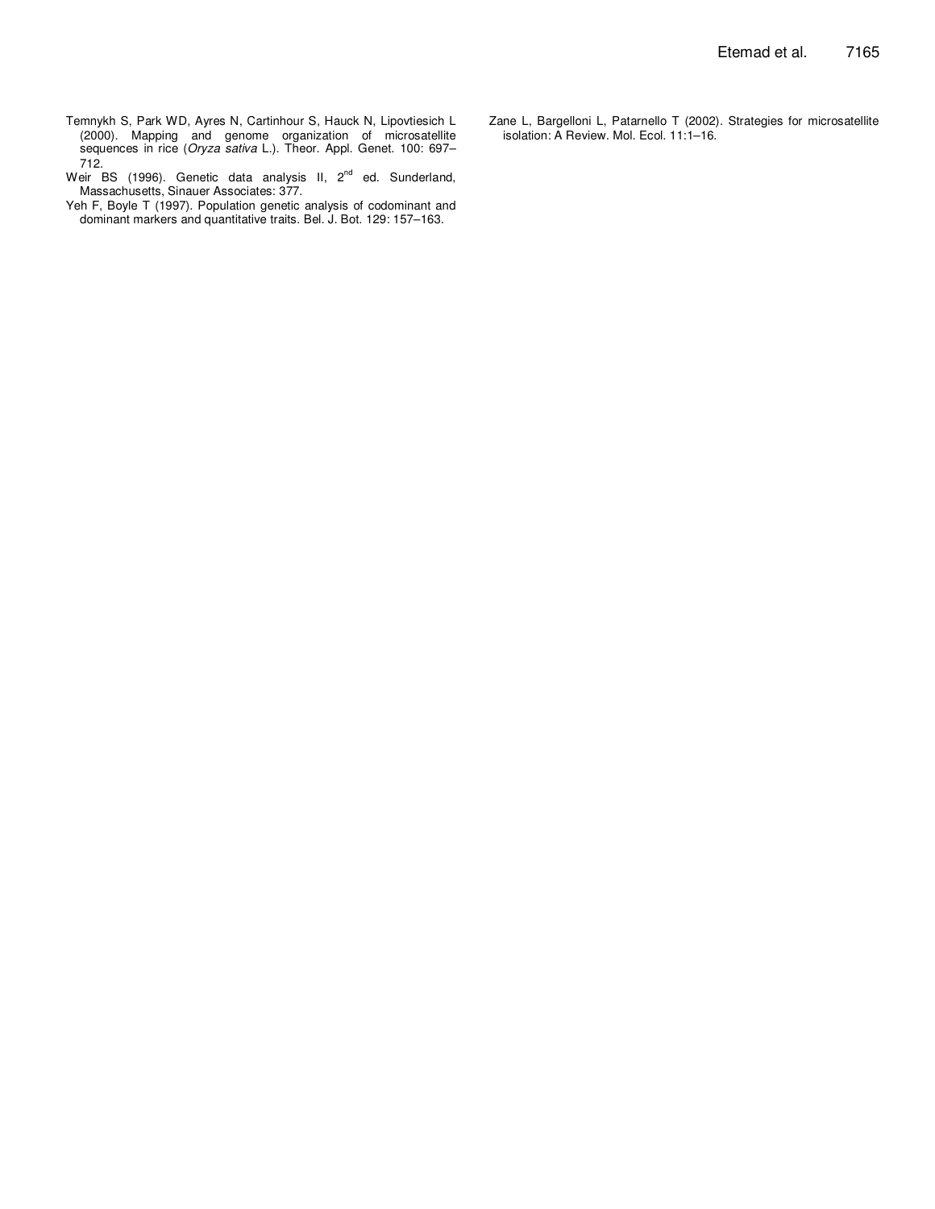Temnykh S, Park WD, Ayres N, Cartinhour S, Hauck N, Lipovtiesich L (2000). Mapping and genome organization of microsatellite sequences in rice (*Oryza sativa* L.). Theor. Appl. Genet. 100: 697–712.

Weir BS (1996). Genetic data analysis II, 2nd ed. Sunderland, Massachusetts, Sinauer Associates: 377.

Yeh F, Boyle T (1997). Population genetic analysis of codominant and dominant markers and quantitative traits. Bel. J. Bot. 129: 157–163.

Zane L, Bargelloni L, Patarnello T (2002). Strategies for microsatellite isolation: A Review. Mol. Ecol. 11:1–16.